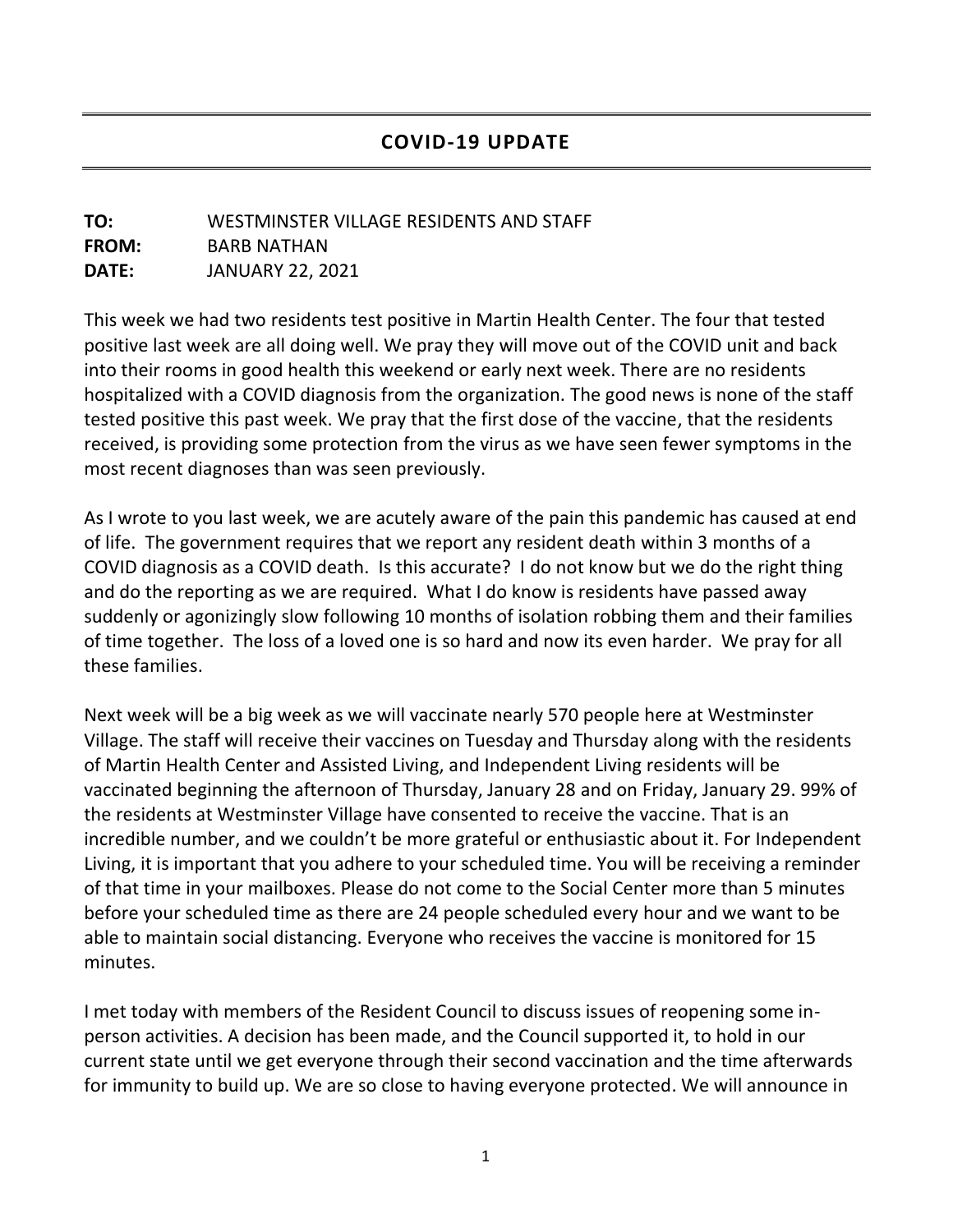## COVID-19 UPDATE

**TO:** WESTMINSTER VILLAGE RESIDENTS AND STAFF
**FROM:** BARB NATHAN
**DATE:** JANUARY 22, 2021

This week we had two residents test positive in Martin Health Center. The four that tested positive last week are all doing well. We pray they will move out of the COVID unit and back into their rooms in good health this weekend or early next week. There are no residents hospitalized with a COVID diagnosis from the organization. The good news is none of the staff tested positive this past week. We pray that the first dose of the vaccine, that the residents received, is providing some protection from the virus as we have seen fewer symptoms in the most recent diagnoses than was seen previously.

As I wrote to you last week, we are acutely aware of the pain this pandemic has caused at end of life. The government requires that we report any resident death within 3 months of a COVID diagnosis as a COVID death. Is this accurate? I do not know but we do the right thing and do the reporting as we are required. What I do know is residents have passed away suddenly or agonizingly slow following 10 months of isolation robbing them and their families of time together. The loss of a loved one is so hard and now its even harder. We pray for all these families.

Next week will be a big week as we will vaccinate nearly 570 people here at Westminster Village. The staff will receive their vaccines on Tuesday and Thursday along with the residents of Martin Health Center and Assisted Living, and Independent Living residents will be vaccinated beginning the afternoon of Thursday, January 28 and on Friday, January 29. 99% of the residents at Westminster Village have consented to receive the vaccine. That is an incredible number, and we couldn't be more grateful or enthusiastic about it. For Independent Living, it is important that you adhere to your scheduled time. You will be receiving a reminder of that time in your mailboxes. Please do not come to the Social Center more than 5 minutes before your scheduled time as there are 24 people scheduled every hour and we want to be able to maintain social distancing. Everyone who receives the vaccine is monitored for 15 minutes.

I met today with members of the Resident Council to discuss issues of reopening some in-person activities. A decision has been made, and the Council supported it, to hold in our current state until we get everyone through their second vaccination and the time afterwards for immunity to build up. We are so close to having everyone protected. We will announce in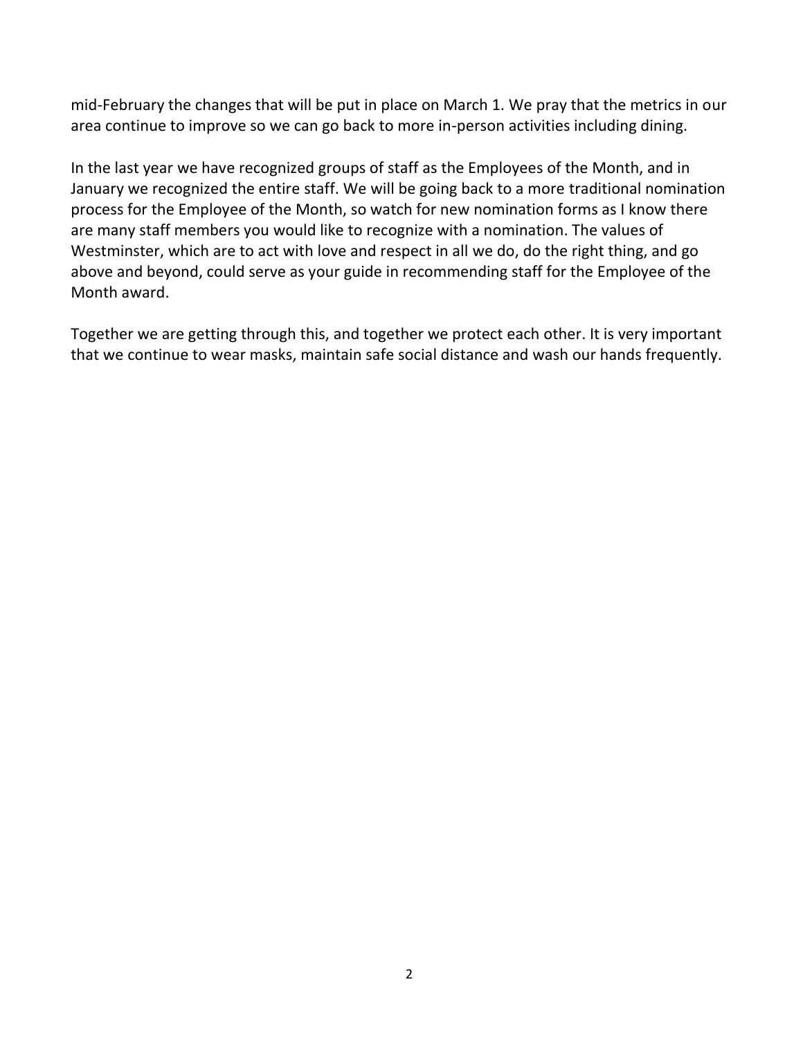mid-February the changes that will be put in place on March 1. We pray that the metrics in our area continue to improve so we can go back to more in-person activities including dining.

In the last year we have recognized groups of staff as the Employees of the Month, and in January we recognized the entire staff. We will be going back to a more traditional nomination process for the Employee of the Month, so watch for new nomination forms as I know there are many staff members you would like to recognize with a nomination. The values of Westminster, which are to act with love and respect in all we do, do the right thing, and go above and beyond, could serve as your guide in recommending staff for the Employee of the Month award.

Together we are getting through this, and together we protect each other. It is very important that we continue to wear masks, maintain safe social distance and wash our hands frequently.